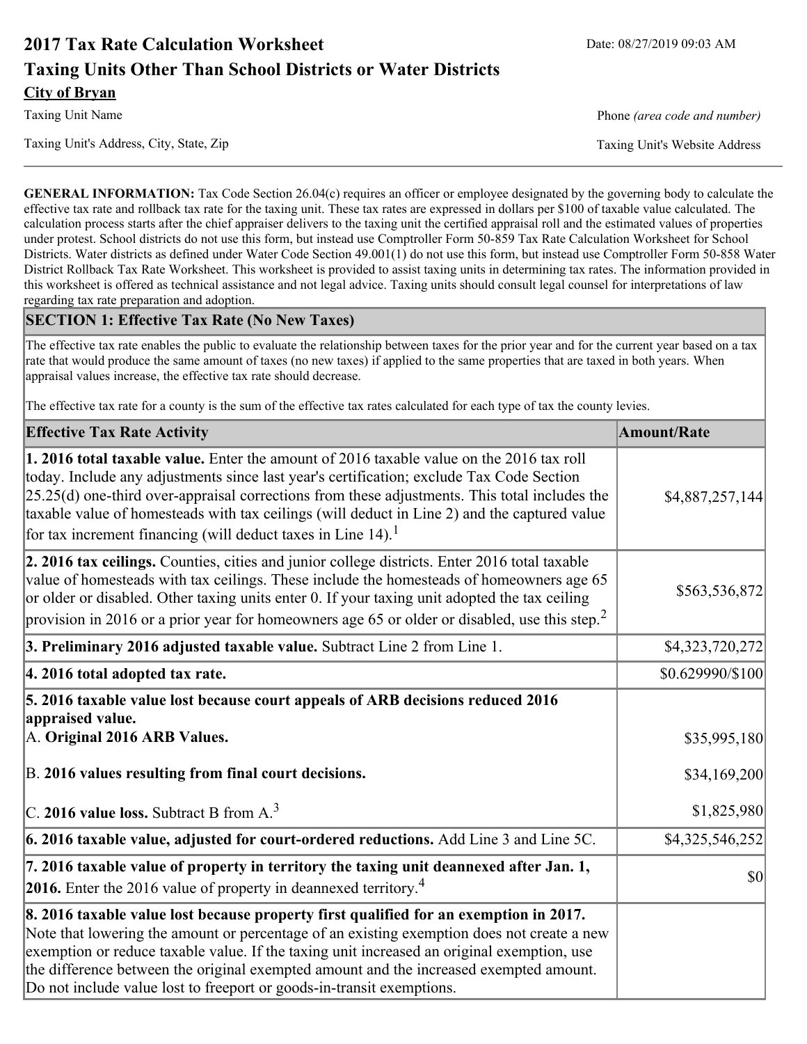# 2017 Tax Rate Calculation Worksheet

Date: 08/27/2019 09:03 AM

## Taxing Units Other Than School Districts or Water Districts

**City of Bryan**

Taxing Unit Name

Phone *(area code and number)*

Taxing Unit's Address, City, State, Zip

Taxing Unit's Website Address

**GENERAL INFORMATION:** Tax Code Section 26.04(c) requires an officer or employee designated by the governing body to calculate the effective tax rate and rollback tax rate for the taxing unit. These tax rates are expressed in dollars per $100 of taxable value calculated. The calculation process starts after the chief appraiser delivers to the taxing unit the certified appraisal roll and the estimated values of properties under protest. School districts do not use this form, but instead use Comptroller Form 50-859 Tax Rate Calculation Worksheet for School Districts. Water districts as defined under Water Code Section 49.001(1) do not use this form, but instead use Comptroller Form 50-858 Water District Rollback Tax Rate Worksheet. This worksheet is provided to assist taxing units in determining tax rates. The information provided in this worksheet is offered as technical assistance and not legal advice. Taxing units should consult legal counsel for interpretations of law regarding tax rate preparation and adoption.

### SECTION 1: Effective Tax Rate (No New Taxes)

The effective tax rate enables the public to evaluate the relationship between taxes for the prior year and for the current year based on a tax rate that would produce the same amount of taxes (no new taxes) if applied to the same properties that are taxed in both years. When appraisal values increase, the effective tax rate should decrease.

The effective tax rate for a county is the sum of the effective tax rates calculated for each type of tax the county levies.

| Effective Tax Rate Activity | Amount/Rate |
|---|---|
| **1. 2016 total taxable value.** Enter the amount of 2016 taxable value on the 2016 tax roll today. Include any adjustments since last year's certification; exclude Tax Code Section 25.25(d) one-third over-appraisal corrections from these adjustments. This total includes the taxable value of homesteads with tax ceilings (will deduct in Line 2) and the captured value for tax increment financing (will deduct taxes in Line 14).[1] | $4,887,257,144 |
| **2. 2016 tax ceilings.** Counties, cities and junior college districts. Enter 2016 total taxable value of homesteads with tax ceilings. These include the homesteads of homeowners age 65 or older or disabled. Other taxing units enter 0. If your taxing unit adopted the tax ceiling provision in 2016 or a prior year for homeowners age 65 or older or disabled, use this step.[2] | $563,536,872 |
| **3. Preliminary 2016 adjusted taxable value.** Subtract Line 2 from Line 1. | $4,323,720,272 |
| **4. 2016 total adopted tax rate.** | $0.629990/$100 |
| **5. 2016 taxable value lost because court appeals of ARB decisions reduced 2016 appraised value.** | |
| A. **Original 2016 ARB Values.** | $35,995,180 |
| B. **2016 values resulting from final court decisions.** | $34,169,200 |
| C. **2016 value loss.** Subtract B from A.[3] | $1,825,980 |
| **6. 2016 taxable value, adjusted for court-ordered reductions.** Add Line 3 and Line 5C. | $4,325,546,252 |
| **7. 2016 taxable value of property in territory the taxing unit deannexed after Jan. 1, 2016.** Enter the 2016 value of property in deannexed territory.[4] | $0 |
| **8. 2016 taxable value lost because property first qualified for an exemption in 2017.** Note that lowering the amount or percentage of an existing exemption does not create a new exemption or reduce taxable value. If the taxing unit increased an original exemption, use the difference between the original exempted amount and the increased exempted amount. Do not include value lost to freeport or goods-in-transit exemptions. | |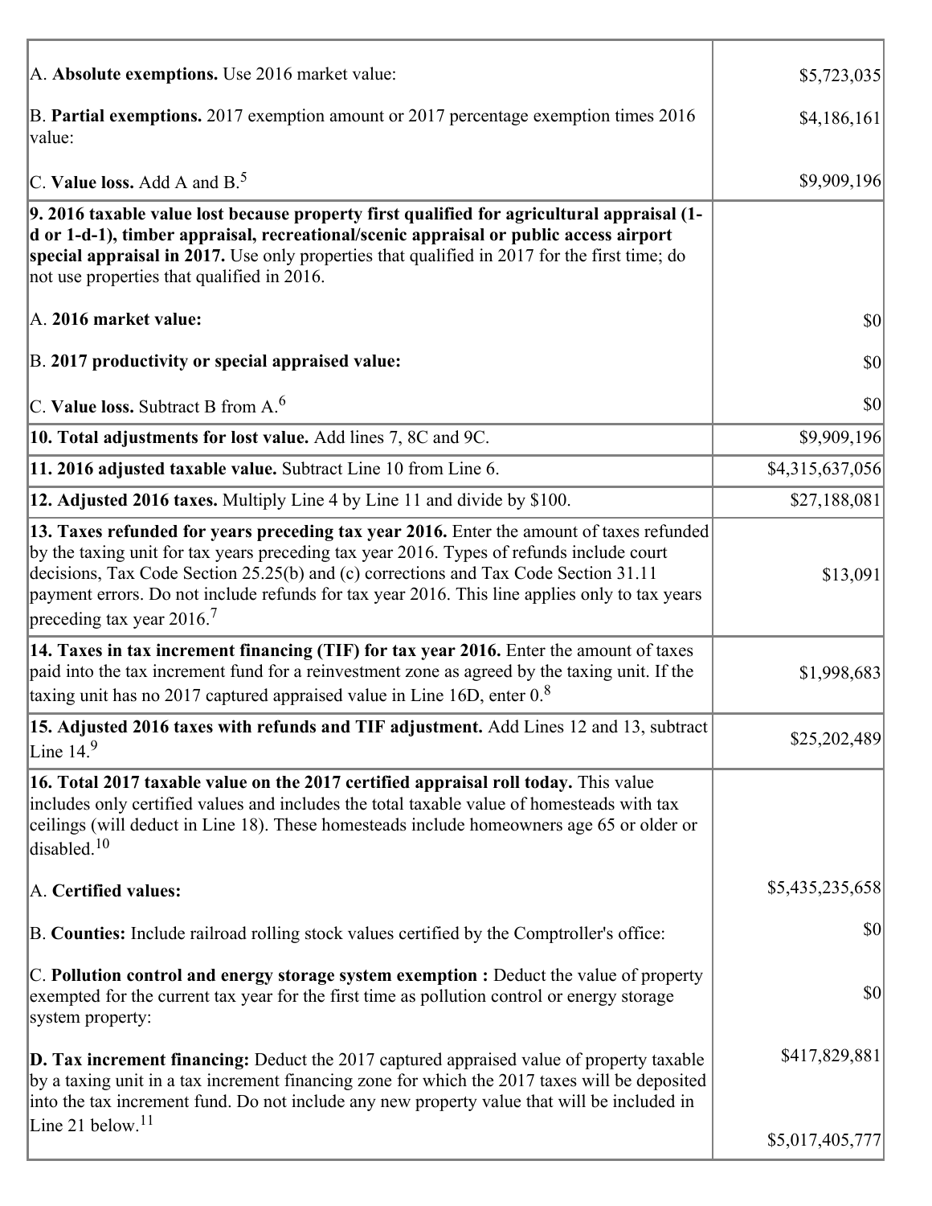| | |
|---|---|
| A. **Absolute exemptions.** Use 2016 market value: | $5,723,035 |
| B. **Partial exemptions.** 2017 exemption amount or 2017 percentage exemption times 2016 value: | $4,186,161 |
| C. **Value loss.** Add A and B.[5] | $9,909,196 |
| **9. 2016 taxable value lost because property first qualified for agricultural appraisal (1-d or 1-d-1), timber appraisal, recreational/scenic appraisal or public access airport special appraisal in 2017.** Use only properties that qualified in 2017 for the first time; do not use properties that qualified in 2016. | |
| A. **2016 market value:** | $0 |
| B. **2017 productivity or special appraised value:** | $0 |
| C. **Value loss.** Subtract B from A.[6] | $0 |
| **10. Total adjustments for lost value.** Add lines 7, 8C and 9C. | $9,909,196 |
| **11. 2016 adjusted taxable value.** Subtract Line 10 from Line 6. | $4,315,637,056 |
| **12. Adjusted 2016 taxes.** Multiply Line 4 by Line 11 and divide by $100. | $27,188,081 |
| **13. Taxes refunded for years preceding tax year 2016.** Enter the amount of taxes refunded by the taxing unit for tax years preceding tax year 2016. Types of refunds include court decisions, Tax Code Section 25.25(b) and (c) corrections and Tax Code Section 31.11 payment errors. Do not include refunds for tax year 2016. This line applies only to tax years preceding tax year 2016.[7] | $13,091 |
| **14. Taxes in tax increment financing (TIF) for tax year 2016.** Enter the amount of taxes paid into the tax increment fund for a reinvestment zone as agreed by the taxing unit. If the taxing unit has no 2017 captured appraised value in Line 16D, enter 0.[8] | $1,998,683 |
| **15. Adjusted 2016 taxes with refunds and TIF adjustment.** Add Lines 12 and 13, subtract Line 14.[9] | $25,202,489 |
| **16. Total 2017 taxable value on the 2017 certified appraisal roll today.** This value includes only certified values and includes the total taxable value of homesteads with tax ceilings (will deduct in Line 18). These homesteads include homeowners age 65 or older or disabled.[10] | |
| A. **Certified values:** | $5,435,235,658 |
| B. **Counties:** Include railroad rolling stock values certified by the Comptroller's office: | $0 |
| C. **Pollution control and energy storage system exemption :** Deduct the value of property exempted for the current tax year for the first time as pollution control or energy storage system property: | $0 |
| **D. Tax increment financing:** Deduct the 2017 captured appraised value of property taxable by a taxing unit in a tax increment financing zone for which the 2017 taxes will be deposited into the tax increment fund. Do not include any new property value that will be included in Line 21 below.[11] | $417,829,881 |
| | $5,017,405,777 |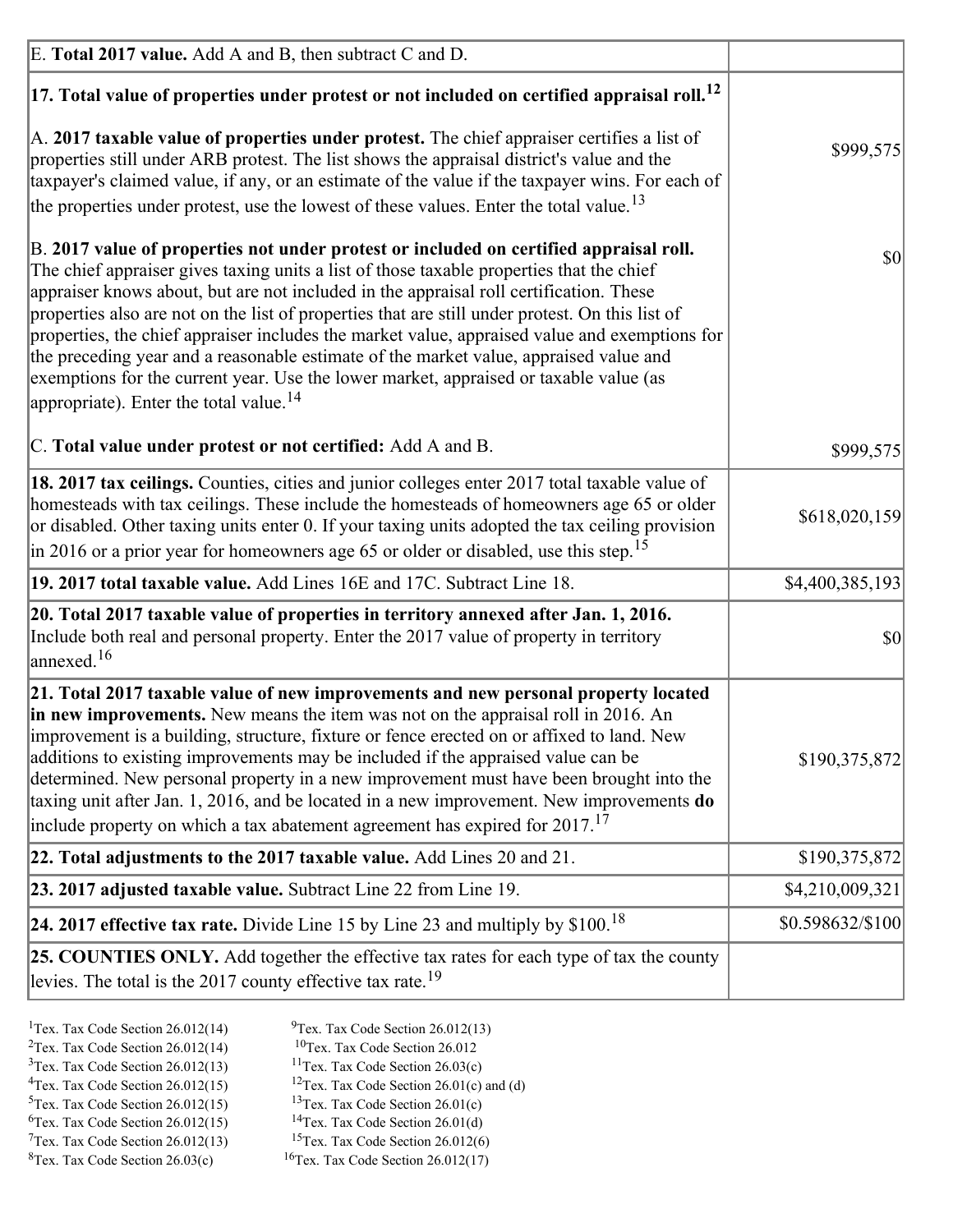| | |
|---|---|
| E. **Total 2017 value.** Add A and B, then subtract C and D. | |
| **17. Total value of properties under protest or not included on certified appraisal roll.**[12] | |
| A. **2017 taxable value of properties under protest.** The chief appraiser certifies a list of properties still under ARB protest. The list shows the appraisal district's value and the taxpayer's claimed value, if any, or an estimate of the value if the taxpayer wins. For each of the properties under protest, use the lowest of these values. Enter the total value.[13] | $999,575 |
| B. **2017 value of properties not under protest or included on certified appraisal roll.** The chief appraiser gives taxing units a list of those taxable properties that the chief appraiser knows about, but are not included in the appraisal roll certification. These properties also are not on the list of properties that are still under protest. On this list of properties, the chief appraiser includes the market value, appraised value and exemptions for the preceding year and a reasonable estimate of the market value, appraised value and exemptions for the current year. Use the lower market, appraised or taxable value (as appropriate). Enter the total value.[14] | $0 |
| C. **Total value under protest or not certified:** Add A and B. | $999,575 |
| **18. 2017 tax ceilings.** Counties, cities and junior colleges enter 2017 total taxable value of homesteads with tax ceilings. These include the homesteads of homeowners age 65 or older or disabled. Other taxing units enter 0. If your taxing units adopted the tax ceiling provision in 2016 or a prior year for homeowners age 65 or older or disabled, use this step.[15] | $618,020,159 |
| **19. 2017 total taxable value.** Add Lines 16E and 17C. Subtract Line 18. | $4,400,385,193 |
| **20. Total 2017 taxable value of properties in territory annexed after Jan. 1, 2016.** Include both real and personal property. Enter the 2017 value of property in territory annexed.[16] | $0 |
| **21. Total 2017 taxable value of new improvements and new personal property located in new improvements.** New means the item was not on the appraisal roll in 2016. An improvement is a building, structure, fixture or fence erected on or affixed to land. New additions to existing improvements may be included if the appraised value can be determined. New personal property in a new improvement must have been brought into the taxing unit after Jan. 1, 2016, and be located in a new improvement. New improvements **do** include property on which a tax abatement agreement has expired for 2017.[17] | $190,375,872 |
| **22. Total adjustments to the 2017 taxable value.** Add Lines 20 and 21. | $190,375,872 |
| **23. 2017 adjusted taxable value.** Subtract Line 22 from Line 19. | $4,210,009,321 |
| **24. 2017 effective tax rate.** Divide Line 15 by Line 23 and multiply by $100.[18] | $0.598632/$100 |
| **25. COUNTIES ONLY.** Add together the effective tax rates for each type of tax the county levies. The total is the 2017 county effective tax rate.[19] | |

[1]Tex. Tax Code Section 26.012(14)
[2]Tex. Tax Code Section 26.012(14)
[3]Tex. Tax Code Section 26.012(13)
[4]Tex. Tax Code Section 26.012(15)
[5]Tex. Tax Code Section 26.012(15)
[6]Tex. Tax Code Section 26.012(15)
[7]Tex. Tax Code Section 26.012(13)
[8]Tex. Tax Code Section 26.03(c)
[9]Tex. Tax Code Section 26.012(13)
[10]Tex. Tax Code Section 26.012
[11]Tex. Tax Code Section 26.03(c)
[12]Tex. Tax Code Section 26.01(c) and (d)
[13]Tex. Tax Code Section 26.01(c)
[14]Tex. Tax Code Section 26.01(d)
[15]Tex. Tax Code Section 26.012(6)
[16]Tex. Tax Code Section 26.012(17)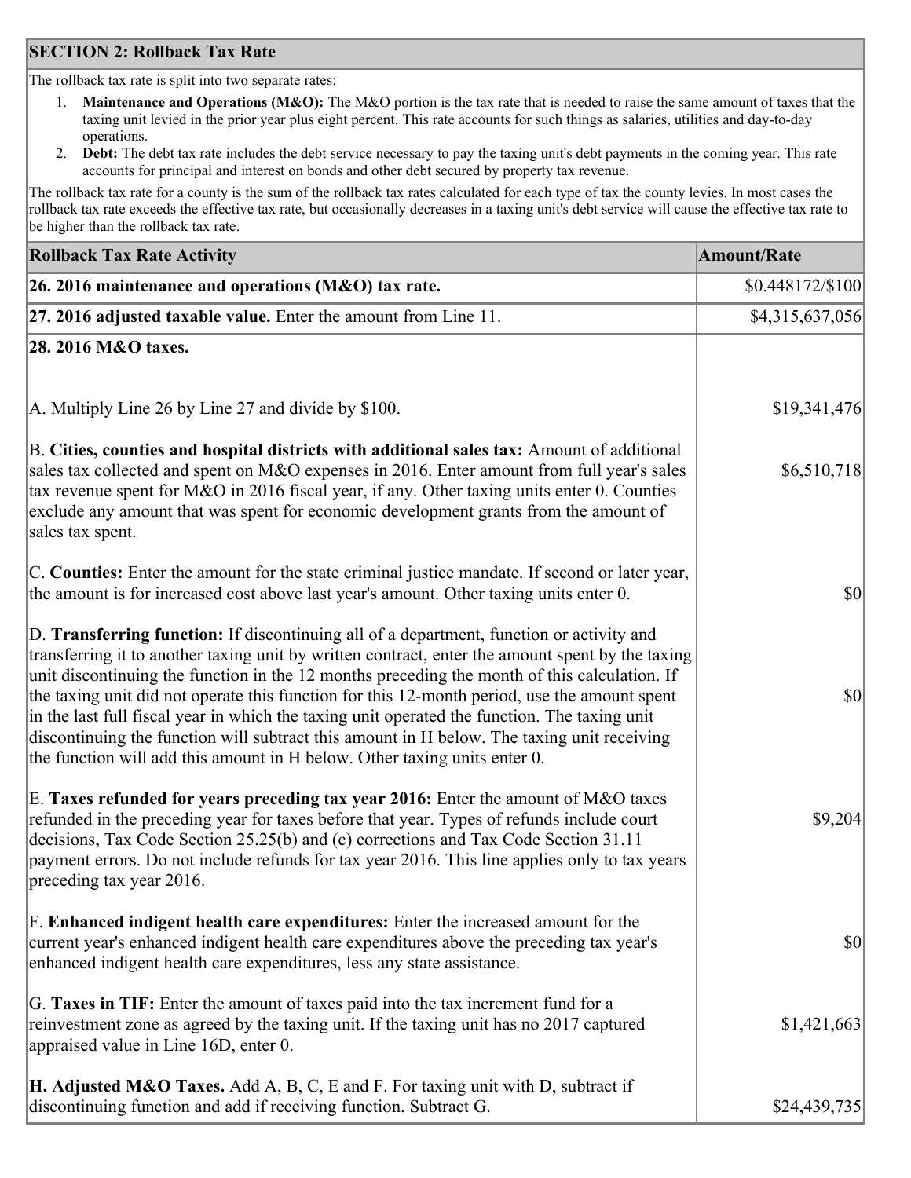## SECTION 2: Rollback Tax Rate

The rollback tax rate is split into two separate rates:

1. **Maintenance and Operations (M&O):** The M&O portion is the tax rate that is needed to raise the same amount of taxes that the taxing unit levied in the prior year plus eight percent. This rate accounts for such things as salaries, utilities and day-to-day operations.
2. **Debt:** The debt tax rate includes the debt service necessary to pay the taxing unit's debt payments in the coming year. This rate accounts for principal and interest on bonds and other debt secured by property tax revenue.

The rollback tax rate for a county is the sum of the rollback tax rates calculated for each type of tax the county levies. In most cases the rollback tax rate exceeds the effective tax rate, but occasionally decreases in a taxing unit's debt service will cause the effective tax rate to be higher than the rollback tax rate.

| Rollback Tax Rate Activity | Amount/Rate |
|---|---|
| **26. 2016 maintenance and operations (M&O) tax rate.** | $0.448172/$100 |
| **27. 2016 adjusted taxable value.** Enter the amount from Line 11. | $4,315,637,056 |
| **28. 2016 M&O taxes.** | |
| A. Multiply Line 26 by Line 27 and divide by $100. | $19,341,476 |
| B. **Cities, counties and hospital districts with additional sales tax:** Amount of additional sales tax collected and spent on M&O expenses in 2016. Enter amount from full year's sales tax revenue spent for M&O in 2016 fiscal year, if any. Other taxing units enter 0. Counties exclude any amount that was spent for economic development grants from the amount of sales tax spent. | $6,510,718 |
| C. **Counties:** Enter the amount for the state criminal justice mandate. If second or later year, the amount is for increased cost above last year's amount. Other taxing units enter 0. | $0 |
| D. **Transferring function:** If discontinuing all of a department, function or activity and transferring it to another taxing unit by written contract, enter the amount spent by the taxing unit discontinuing the function in the 12 months preceding the month of this calculation. If the taxing unit did not operate this function for this 12-month period, use the amount spent in the last full fiscal year in which the taxing unit operated the function. The taxing unit discontinuing the function will subtract this amount in H below. The taxing unit receiving the function will add this amount in H below. Other taxing units enter 0. | $0 |
| E. **Taxes refunded for years preceding tax year 2016:** Enter the amount of M&O taxes refunded in the preceding year for taxes before that year. Types of refunds include court decisions, Tax Code Section 25.25(b) and (c) corrections and Tax Code Section 31.11 payment errors. Do not include refunds for tax year 2016. This line applies only to tax years preceding tax year 2016. | $9,204 |
| F. **Enhanced indigent health care expenditures:** Enter the increased amount for the current year's enhanced indigent health care expenditures above the preceding tax year's enhanced indigent health care expenditures, less any state assistance. | $0 |
| G. **Taxes in TIF:** Enter the amount of taxes paid into the tax increment fund for a reinvestment zone as agreed by the taxing unit. If the taxing unit has no 2017 captured appraised value in Line 16D, enter 0. | $1,421,663 |
| **H. Adjusted M&O Taxes.** Add A, B, C, E and F. For taxing unit with D, subtract if discontinuing function and add if receiving function. Subtract G. | $24,439,735 |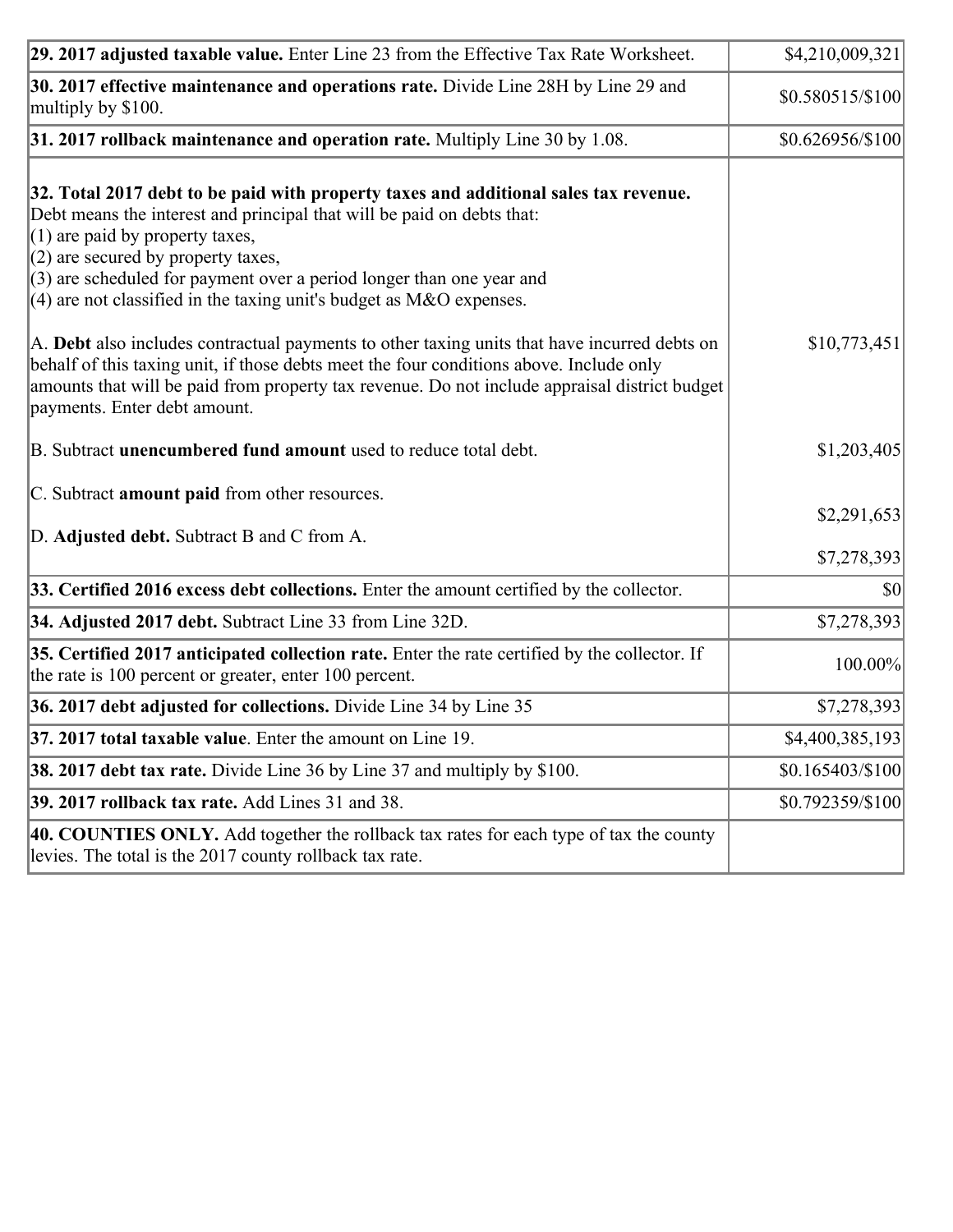| | |
|---|---|
| **29. 2017 adjusted taxable value.** Enter Line 23 from the Effective Tax Rate Worksheet. | $4,210,009,321 |
| **30. 2017 effective maintenance and operations rate.** Divide Line 28H by Line 29 and multiply by $100. | $0.580515/$100 |
| **31. 2017 rollback maintenance and operation rate.** Multiply Line 30 by 1.08. | $0.626956/$100 |
| **32. Total 2017 debt to be paid with property taxes and additional sales tax revenue.** Debt means the interest and principal that will be paid on debts that:<br>(1) are paid by property taxes,<br>(2) are secured by property taxes,<br>(3) are scheduled for payment over a period longer than one year and<br>(4) are not classified in the taxing unit's budget as M&O expenses. | |
| A. **Debt** also includes contractual payments to other taxing units that have incurred debts on behalf of this taxing unit, if those debts meet the four conditions above. Include only amounts that will be paid from property tax revenue. Do not include appraisal district budget payments. Enter debt amount. | $10,773,451 |
| B. Subtract **unencumbered fund amount** used to reduce total debt. | $1,203,405 |
| C. Subtract **amount paid** from other resources. | $2,291,653 |
| D. **Adjusted debt.** Subtract B and C from A. | $7,278,393 |
| **33. Certified 2016 excess debt collections.** Enter the amount certified by the collector. | $0 |
| **34. Adjusted 2017 debt.** Subtract Line 33 from Line 32D. | $7,278,393 |
| **35. Certified 2017 anticipated collection rate.** Enter the rate certified by the collector. If the rate is 100 percent or greater, enter 100 percent. | 100.00% |
| **36. 2017 debt adjusted for collections.** Divide Line 34 by Line 35 | $7,278,393 |
| **37. 2017 total taxable value**. Enter the amount on Line 19. | $4,400,385,193 |
| **38. 2017 debt tax rate.** Divide Line 36 by Line 37 and multiply by $100. | $0.165403/$100 |
| **39. 2017 rollback tax rate.** Add Lines 31 and 38. | $0.792359/$100 |
| **40. COUNTIES ONLY.** Add together the rollback tax rates for each type of tax the county levies. The total is the 2017 county rollback tax rate. | |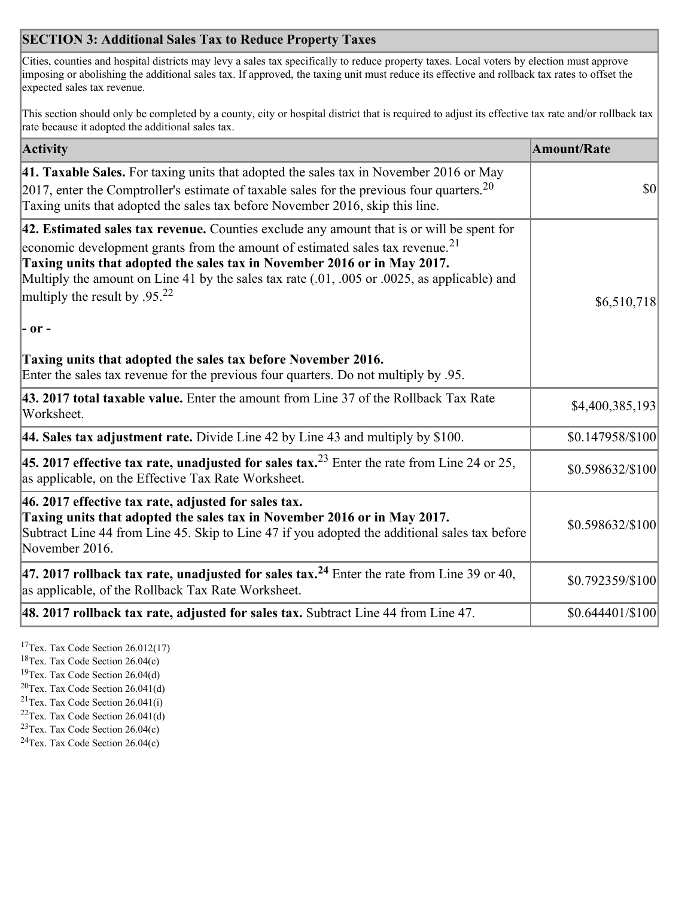## SECTION 3: Additional Sales Tax to Reduce Property Taxes

Cities, counties and hospital districts may levy a sales tax specifically to reduce property taxes. Local voters by election must approve imposing or abolishing the additional sales tax. If approved, the taxing unit must reduce its effective and rollback tax rates to offset the expected sales tax revenue.

This section should only be completed by a county, city or hospital district that is required to adjust its effective tax rate and/or rollback tax rate because it adopted the additional sales tax.

| Activity | Amount/Rate |
|---|---|
| **41. Taxable Sales.** For taxing units that adopted the sales tax in November 2016 or May 2017, enter the Comptroller's estimate of taxable sales for the previous four quarters.[20] Taxing units that adopted the sales tax before November 2016, skip this line. | $0 |
| **42. Estimated sales tax revenue.** Counties exclude any amount that is or will be spent for economic development grants from the amount of estimated sales tax revenue.[21] **Taxing units that adopted the sales tax in November 2016 or in May 2017.** Multiply the amount on Line 41 by the sales tax rate (.01, .005 or .0025, as applicable) and multiply the result by .95.[22] **- or -** **Taxing units that adopted the sales tax before November 2016.** Enter the sales tax revenue for the previous four quarters. Do not multiply by .95. | $6,510,718 |
| **43. 2017 total taxable value.** Enter the amount from Line 37 of the Rollback Tax Rate Worksheet. | $4,400,385,193 |
| **44. Sales tax adjustment rate.** Divide Line 42 by Line 43 and multiply by $100. | $0.147958/$100 |
| **45. 2017 effective tax rate, unadjusted for sales tax.**[23] Enter the rate from Line 24 or 25, as applicable, on the Effective Tax Rate Worksheet. | $0.598632/$100 |
| **46. 2017 effective tax rate, adjusted for sales tax.** **Taxing units that adopted the sales tax in November 2016 or in May 2017.** Subtract Line 44 from Line 45. Skip to Line 47 if you adopted the additional sales tax before November 2016. | $0.598632/$100 |
| **47. 2017 rollback tax rate, unadjusted for sales tax.**[24] Enter the rate from Line 39 or 40, as applicable, of the Rollback Tax Rate Worksheet. | $0.792359/$100 |
| **48. 2017 rollback tax rate, adjusted for sales tax.** Subtract Line 44 from Line 47. | $0.644401/$100 |

[17] Tex. Tax Code Section 26.012(17)
[18] Tex. Tax Code Section 26.04(c)
[19] Tex. Tax Code Section 26.04(d)
[20] Tex. Tax Code Section 26.041(d)
[21] Tex. Tax Code Section 26.041(i)
[22] Tex. Tax Code Section 26.041(d)
[23] Tex. Tax Code Section 26.04(c)
[24] Tex. Tax Code Section 26.04(c)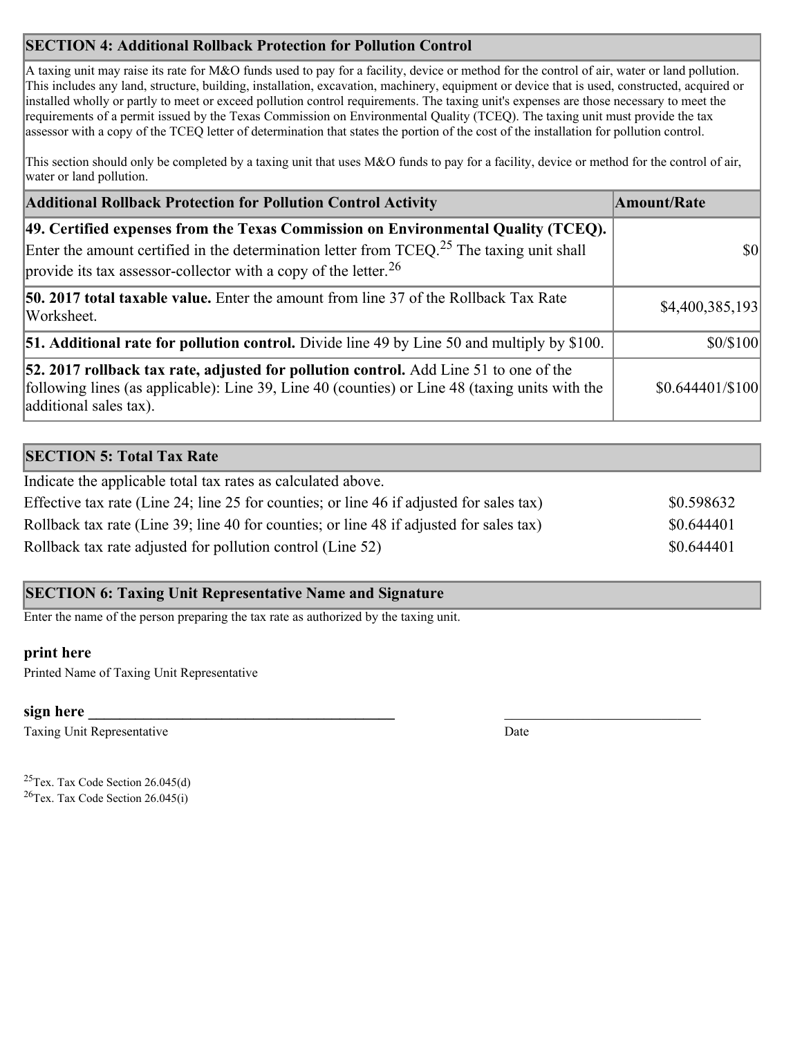## SECTION 4: Additional Rollback Protection for Pollution Control

A taxing unit may raise its rate for M&O funds used to pay for a facility, device or method for the control of air, water or land pollution. This includes any land, structure, building, installation, excavation, machinery, equipment or device that is used, constructed, acquired or installed wholly or partly to meet or exceed pollution control requirements. The taxing unit's expenses are those necessary to meet the requirements of a permit issued by the Texas Commission on Environmental Quality (TCEQ). The taxing unit must provide the tax assessor with a copy of the TCEQ letter of determination that states the portion of the cost of the installation for pollution control.

This section should only be completed by a taxing unit that uses M&O funds to pay for a facility, device or method for the control of air, water or land pollution.

| Additional Rollback Protection for Pollution Control Activity | Amount/Rate |
|---|---|
| **49. Certified expenses from the Texas Commission on Environmental Quality (TCEQ).** Enter the amount certified in the determination letter from TCEQ.[25] The taxing unit shall provide its tax assessor-collector with a copy of the letter.[26] | $0 |
| **50. 2017 total taxable value.** Enter the amount from line 37 of the Rollback Tax Rate Worksheet. | $4,400,385,193 |
| **51. Additional rate for pollution control.** Divide line 49 by Line 50 and multiply by $100. | $0/$100 |
| **52. 2017 rollback tax rate, adjusted for pollution control.** Add Line 51 to one of the following lines (as applicable): Line 39, Line 40 (counties) or Line 48 (taxing units with the additional sales tax). | $0.644401/$100 |

## SECTION 5: Total Tax Rate

Indicate the applicable total tax rates as calculated above.

| | |
|---|---|
| Effective tax rate (Line 24; line 25 for counties; or line 46 if adjusted for sales tax) | $0.598632 |
| Rollback tax rate (Line 39; line 40 for counties; or line 48 if adjusted for sales tax) | $0.644401 |
| Rollback tax rate adjusted for pollution control (Line 52) | $0.644401 |

## SECTION 6: Taxing Unit Representative Name and Signature

Enter the name of the person preparing the tax rate as authorized by the taxing unit.

**print here**

Printed Name of Taxing Unit Representative

**sign here** ________________________________________ ____________________________

Taxing Unit Representative Date

[25]Tex. Tax Code Section 26.045(d)

[26]Tex. Tax Code Section 26.045(i)